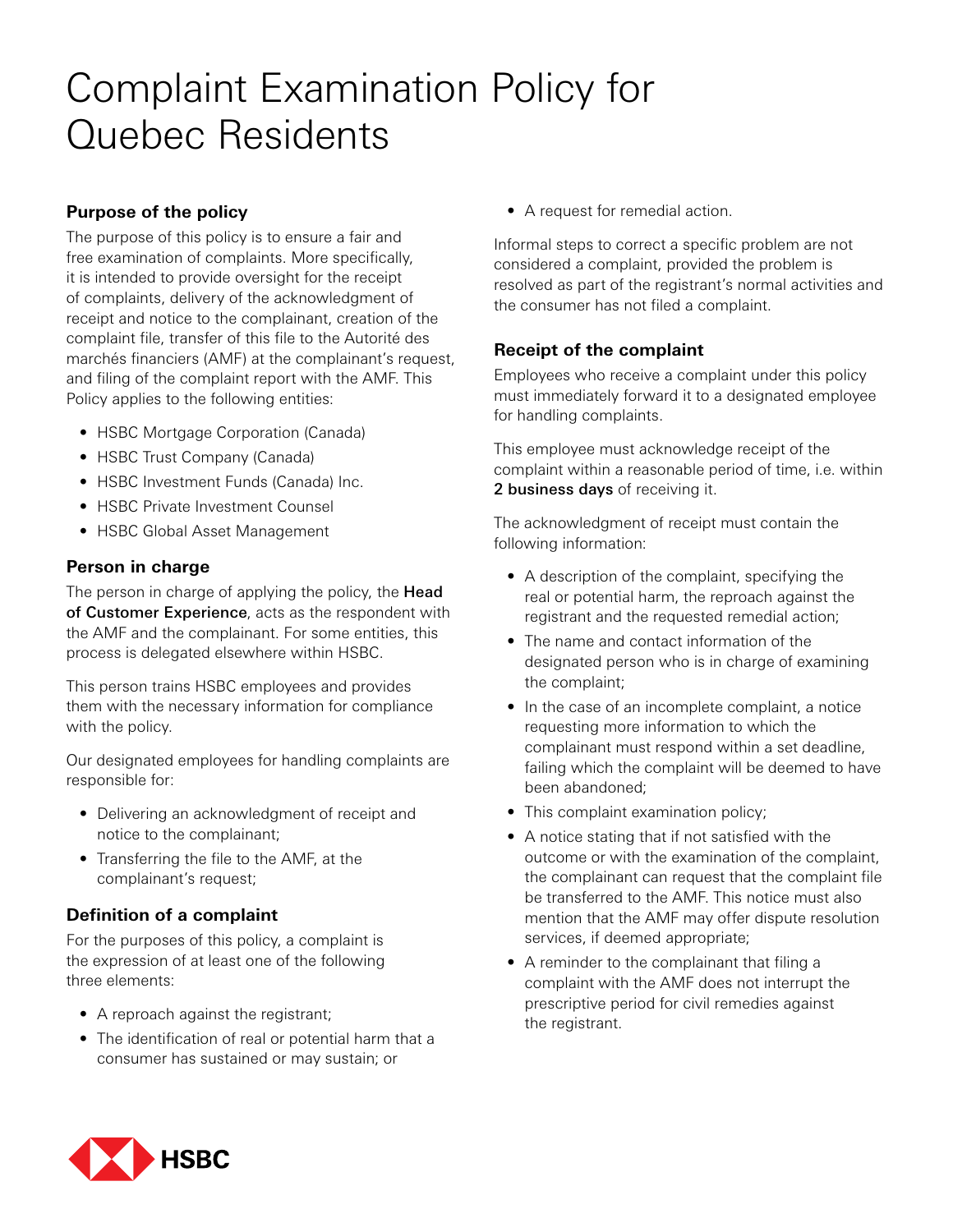# Complaint Examination Policy for Quebec Residents

## Purpose of the policy

The purpose of this policy is to ensure a fair and free examination of complaints. More specifically, it is intended to provide oversight for the receipt of complaints, delivery of the acknowledgment of receipt and notice to the complainant, creation of the complaint file, transfer of this file to the Autorité des marchés financiers (AMF) at the complainant's request, and filing of the complaint report with the AMF. This Policy applies to the following entities:

- HSBC Mortgage Corporation (Canada)
- HSBC Trust Company (Canada)
- HSBC Investment Funds (Canada) Inc.
- HSBC Private Investment Counsel
- HSBC Global Asset Management

## Person in charge

The person in charge of applying the policy, the **Head of Customer Experience**, acts as the respondent with the AMF and the complainant. For some entities, this process is delegated elsewhere within HSBC.

This person trains HSBC employees and provides them with the necessary information for compliance with the policy.

Our designated employees for handling complaints are responsible for:

- Delivering an acknowledgment of receipt and notice to the complainant;
- Transferring the file to the AMF, at the complainant's request;

## Definition of a complaint

For the purposes of this policy, a complaint is the expression of at least one of the following three elements:

- A reproach against the registrant;
- The identification of real or potential harm that a consumer has sustained or may sustain; or
- A request for remedial action.

Informal steps to correct a specific problem are not considered a complaint, provided the problem is resolved as part of the registrant's normal activities and the consumer has not filed a complaint.

## Receipt of the complaint

Employees who receive a complaint under this policy must immediately forward it to a designated employee for handling complaints.

This employee must acknowledge receipt of the complaint within a reasonable period of time, i.e. within **2 business days** of receiving it.

The acknowledgment of receipt must contain the following information:

- A description of the complaint, specifying the real or potential harm, the reproach against the registrant and the requested remedial action;
- The name and contact information of the designated person who is in charge of examining the complaint;
- In the case of an incomplete complaint, a notice requesting more information to which the complainant must respond within a set deadline, failing which the complaint will be deemed to have been abandoned;
- This complaint examination policy;
- A notice stating that if not satisfied with the outcome or with the examination of the complaint, the complainant can request that the complaint file be transferred to the AMF. This notice must also mention that the AMF may offer dispute resolution services, if deemed appropriate;
- A reminder to the complainant that filing a complaint with the AMF does not interrupt the prescriptive period for civil remedies against the registrant.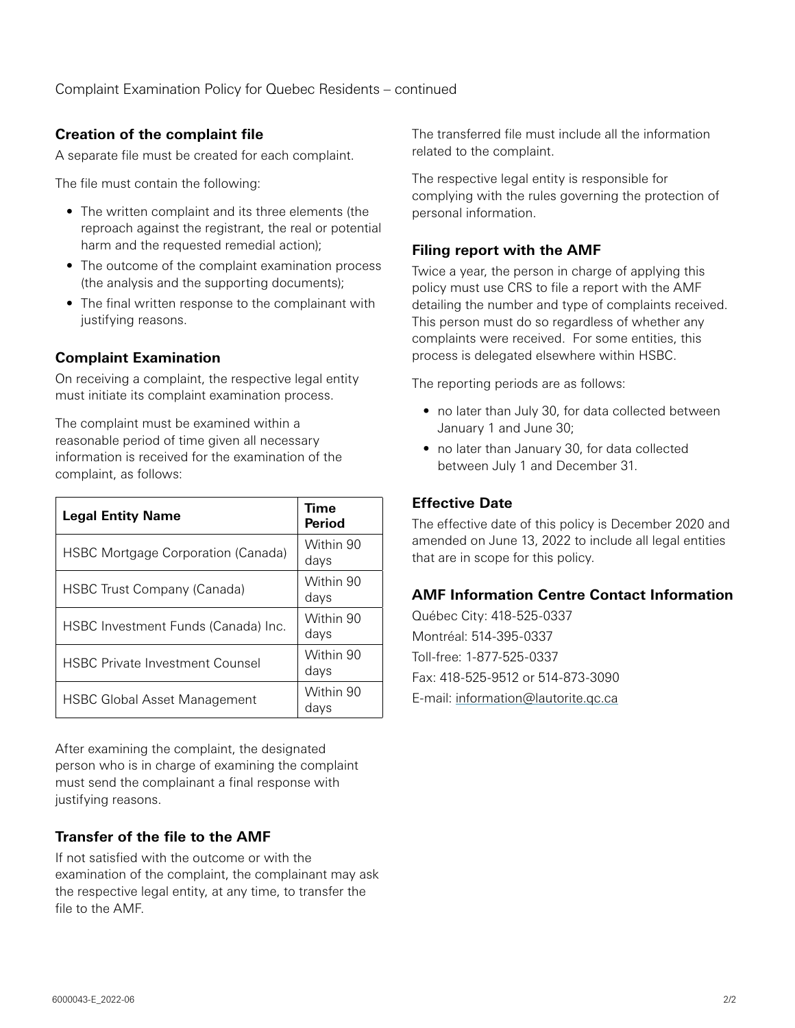Complaint Examination Policy for Quebec Residents – continued

### Creation of the complaint file

A separate file must be created for each complaint.

The file must contain the following:

- The written complaint and its three elements (the reproach against the registrant, the real or potential harm and the requested remedial action);
- The outcome of the complaint examination process (the analysis and the supporting documents);
- The final written response to the complainant with justifying reasons.

### Complaint Examination

On receiving a complaint, the respective legal entity must initiate its complaint examination process.

The complaint must be examined within a reasonable period of time given all necessary information is received for the examination of the complaint, as follows:

| Legal Entity Name | Time Period |
|---|---|
| HSBC Mortgage Corporation (Canada) | Within 90 days |
| HSBC Trust Company (Canada) | Within 90 days |
| HSBC Investment Funds (Canada) Inc. | Within 90 days |
| HSBC Private Investment Counsel | Within 90 days |
| HSBC Global Asset Management | Within 90 days |

After examining the complaint, the designated person who is in charge of examining the complaint must send the complainant a final response with justifying reasons.

### Transfer of the file to the AMF

If not satisfied with the outcome or with the examination of the complaint, the complainant may ask the respective legal entity, at any time, to transfer the file to the AMF.

The transferred file must include all the information related to the complaint.

The respective legal entity is responsible for complying with the rules governing the protection of personal information.

### Filing report with the AMF

Twice a year, the person in charge of applying this policy must use CRS to file a report with the AMF detailing the number and type of complaints received. This person must do so regardless of whether any complaints were received. For some entities, this process is delegated elsewhere within HSBC.

The reporting periods are as follows:

- no later than July 30, for data collected between January 1 and June 30;
- no later than January 30, for data collected between July 1 and December 31.

### Effective Date

The effective date of this policy is December 2020 and amended on June 13, 2022 to include all legal entities that are in scope for this policy.

### AMF Information Centre Contact Information

Québec City: 418-525-0337

Montréal: 514-395-0337

Toll-free: 1-877-525-0337

Fax: 418-525-9512 or 514-873-3090

E-mail: information@lautorite.qc.ca

6000043-E_2022-06